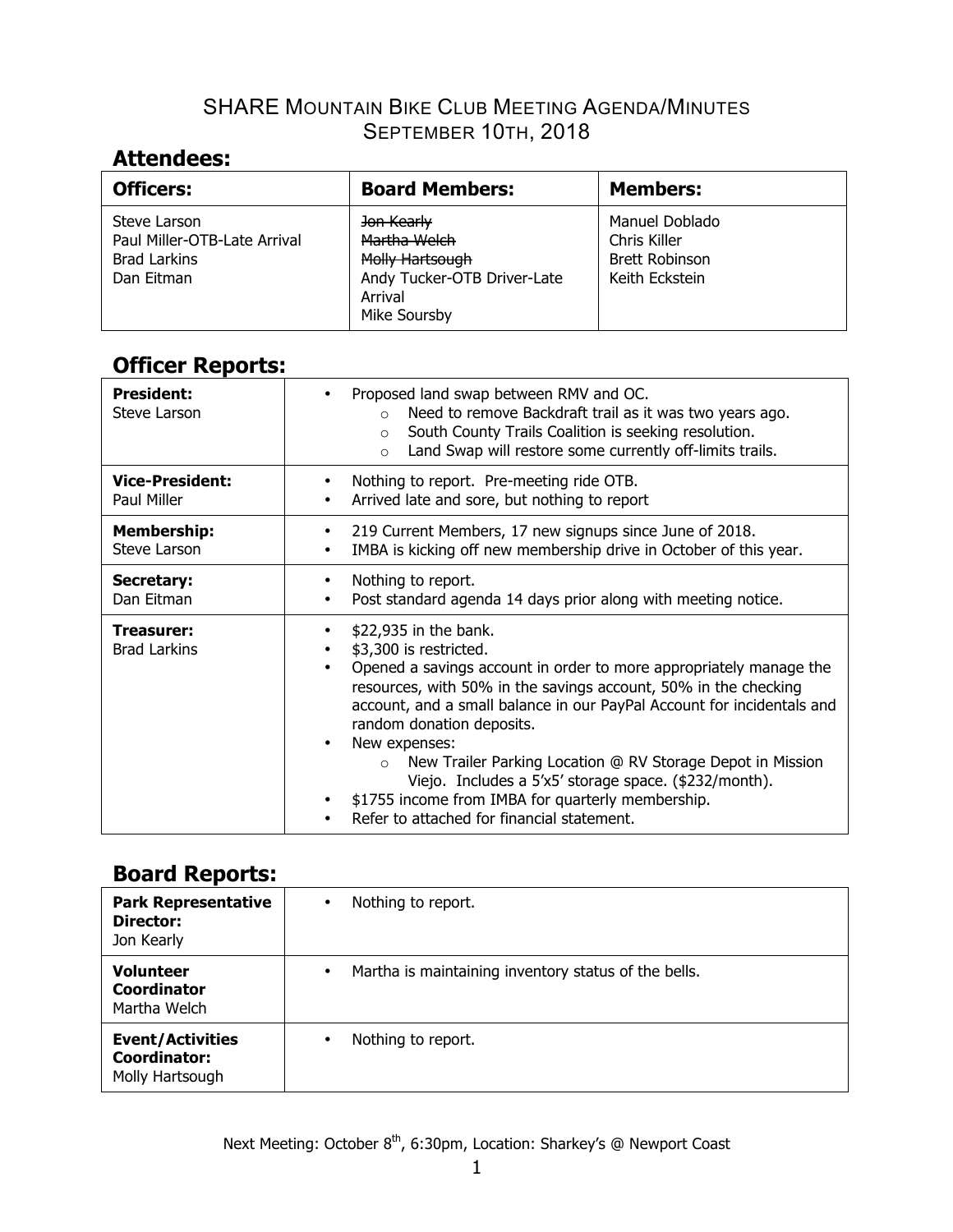# SHARE Mountain Bike Club Meeting Agenda/Minutes
## September 10th, 2018

## Attendees:

| Officers: | Board Members: | Members: |
| --- | --- | --- |
| Steve Larson<br>Paul Miller-OTB-Late Arrival<br>Brad Larkins<br>Dan Eitman | ~~Jon Kearly~~<br>~~Martha Welch~~<br>~~Molly Hartsough~~<br>Andy Tucker-OTB Driver-Late Arrival<br>Mike Soursby | Manuel Doblado<br>Chris Killer<br>Brett Robinson<br>Keith Eckstein |

## Officer Reports:

| | |
| --- | --- |
| **President:**<br>Steve Larson | • Proposed land swap between RMV and OC.<br>  o Need to remove Backdraft trail as it was two years ago.<br>  o South County Trails Coalition is seeking resolution.<br>  o Land Swap will restore some currently off-limits trails. |
| **Vice-President:**<br>Paul Miller | • Nothing to report. Pre-meeting ride OTB.<br>• Arrived late and sore, but nothing to report |
| **Membership:**<br>Steve Larson | • 219 Current Members, 17 new signups since June of 2018.<br>• IMBA is kicking off new membership drive in October of this year. |
| **Secretary:**<br>Dan Eitman | • Nothing to report.<br>• Post standard agenda 14 days prior along with meeting notice. |
| **Treasurer:**<br>Brad Larkins | • $22,935 in the bank.<br>• $3,300 is restricted.<br>• Opened a savings account in order to more appropriately manage the resources, with 50% in the savings account, 50% in the checking account, and a small balance in our PayPal Account for incidentals and random donation deposits.<br>• New expenses:<br>  o New Trailer Parking Location @ RV Storage Depot in Mission Viejo. Includes a 5'x5' storage space. ($232/month).<br>• $1755 income from IMBA for quarterly membership.<br>• Refer to attached for financial statement. |

## Board Reports:

| | |
| --- | --- |
| **Park Representative Director:**<br>Jon Kearly | • Nothing to report. |
| **Volunteer Coordinator**<br>Martha Welch | • Martha is maintaining inventory status of the bells. |
| **Event/Activities Coordinator:**<br>Molly Hartsough | • Nothing to report. |

Next Meeting: October 8th, 6:30pm, Location: Sharkey's @ Newport Coast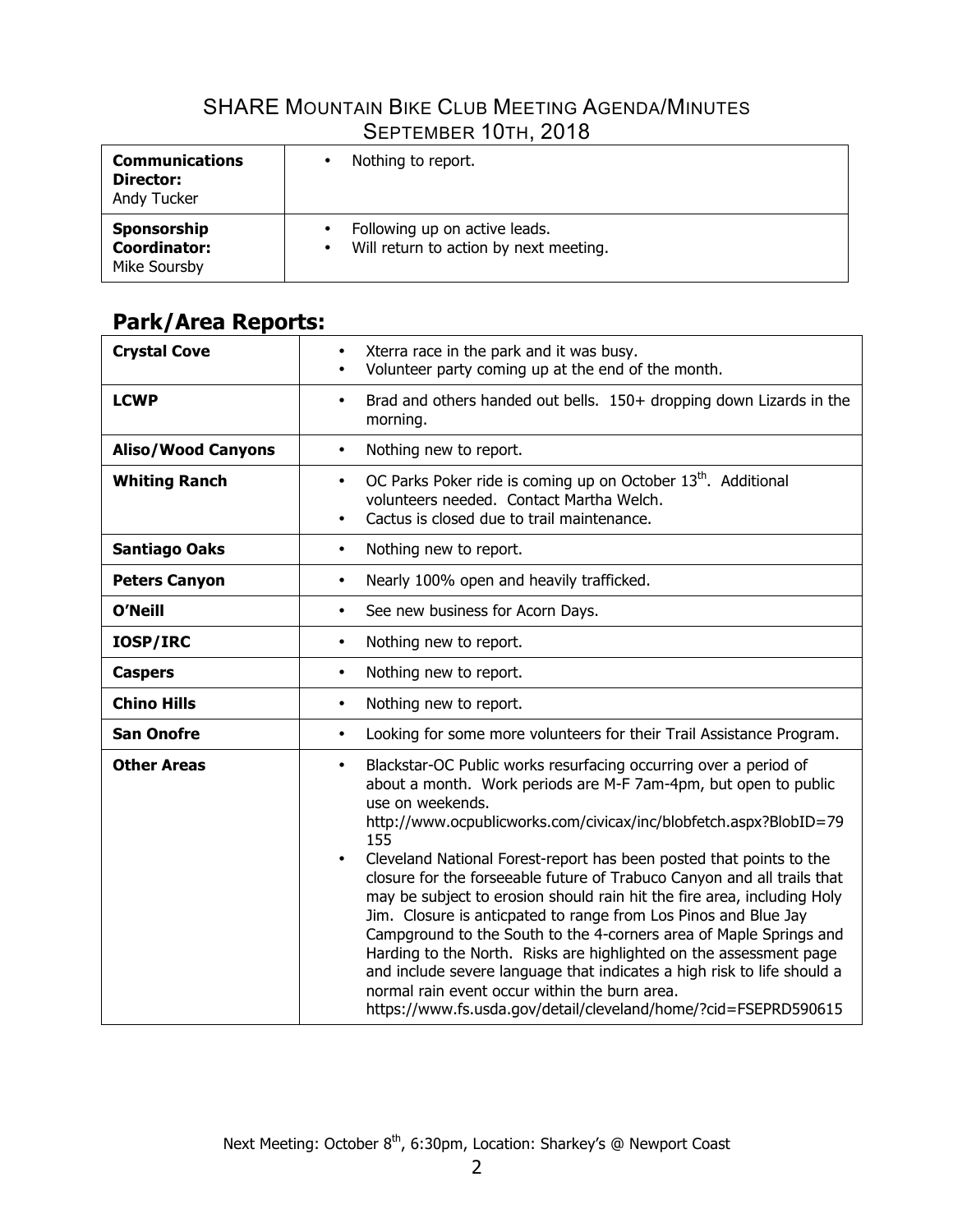| **Communications Director:** Andy Tucker | • Nothing to report. |
|---|---|
| **Sponsorship Coordinator:** Mike Soursby | • Following up on active leads.<br>• Will return to action by next meeting. |

## Park/Area Reports:

| **Crystal Cove** | • Xterra race in the park and it was busy.<br>• Volunteer party coming up at the end of the month. |
|---|---|
| **LCWP** | • Brad and others handed out bells. 150+ dropping down Lizards in the morning. |
| **Aliso/Wood Canyons** | • Nothing new to report. |
| **Whiting Ranch** | • OC Parks Poker ride is coming up on October 13th. Additional volunteers needed. Contact Martha Welch.<br>• Cactus is closed due to trail maintenance. |
| **Santiago Oaks** | • Nothing new to report. |
| **Peters Canyon** | • Nearly 100% open and heavily trafficked. |
| **O'Neill** | • See new business for Acorn Days. |
| **IOSP/IRC** | • Nothing new to report. |
| **Caspers** | • Nothing new to report. |
| **Chino Hills** | • Nothing new to report. |
| **San Onofre** | • Looking for some more volunteers for their Trail Assistance Program. |
| **Other Areas** | • Blackstar-OC Public works resurfacing occurring over a period of about a month. Work periods are M-F 7am-4pm, but open to public use on weekends. http://www.ocpublicworks.com/civicax/inc/blobfetch.aspx?BlobID=79155<br>• Cleveland National Forest-report has been posted that points to the closure for the forseeable future of Trabuco Canyon and all trails that may be subject to erosion should rain hit the fire area, including Holy Jim. Closure is anticpated to range from Los Pinos and Blue Jay Campground to the South to the 4-corners area of Maple Springs and Harding to the North. Risks are highlighted on the assessment page and include severe language that indicates a high risk to life should a normal rain event occur within the burn area. https://www.fs.usda.gov/detail/cleveland/home/?cid=FSEPRD590615 |

Next Meeting: October 8th, 6:30pm, Location: Sharkey's @ Newport Coast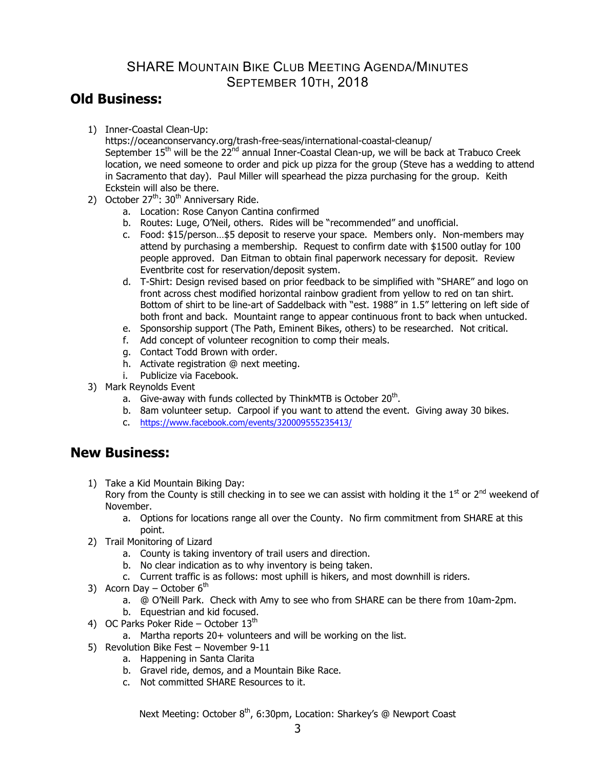# SHARE Mountain Bike Club Meeting Agenda/Minutes
## September 10th, 2018

## Old Business:

1) Inner-Coastal Clean-Up:
   https://oceanconservancy.org/trash-free-seas/international-coastal-cleanup/
   September 15th will be the 22nd annual Inner-Coastal Clean-up, we will be back at Trabuco Creek location, we need someone to order and pick up pizza for the group (Steve has a wedding to attend in Sacramento that day). Paul Miller will spearhead the pizza purchasing for the group. Keith Eckstein will also be there.
2) October 27th: 30th Anniversary Ride.
   a. Location: Rose Canyon Cantina confirmed
   b. Routes: Luge, O'Neil, others. Rides will be "recommended" and unofficial.
   c. Food: $15/person…$5 deposit to reserve your space. Members only. Non-members may attend by purchasing a membership. Request to confirm date with $1500 outlay for 100 people approved. Dan Eitman to obtain final paperwork necessary for deposit. Review Eventbrite cost for reservation/deposit system.
   d. T-Shirt: Design revised based on prior feedback to be simplified with "SHARE" and logo on front across chest modified horizontal rainbow gradient from yellow to red on tan shirt. Bottom of shirt to be line-art of Saddelback with "est. 1988" in 1.5" lettering on left side of both front and back. Mountaint range to appear continuous front to back when untucked.
   e. Sponsorship support (The Path, Eminent Bikes, others) to be researched. Not critical.
   f. Add concept of volunteer recognition to comp their meals.
   g. Contact Todd Brown with order.
   h. Activate registration @ next meeting.
   i. Publicize via Facebook.
3) Mark Reynolds Event
   a. Give-away with funds collected by ThinkMTB is October 20th.
   b. 8am volunteer setup. Carpool if you want to attend the event. Giving away 30 bikes.
   c. https://www.facebook.com/events/320009555235413/

## New Business:

1) Take a Kid Mountain Biking Day:
   Rory from the County is still checking in to see we can assist with holding it the 1st or 2nd weekend of November.
   a. Options for locations range all over the County. No firm commitment from SHARE at this point.
2) Trail Monitoring of Lizard
   a. County is taking inventory of trail users and direction.
   b. No clear indication as to why inventory is being taken.
   c. Current traffic is as follows: most uphill is hikers, and most downhill is riders.
3) Acorn Day – October 6th
   a. @ O'Neill Park. Check with Amy to see who from SHARE can be there from 10am-2pm.
   b. Equestrian and kid focused.
4) OC Parks Poker Ride – October 13th
   a. Martha reports 20+ volunteers and will be working on the list.
5) Revolution Bike Fest – November 9-11
   a. Happening in Santa Clarita
   b. Gravel ride, demos, and a Mountain Bike Race.
   c. Not committed SHARE Resources to it.

Next Meeting: October 8th, 6:30pm, Location: Sharkey's @ Newport Coast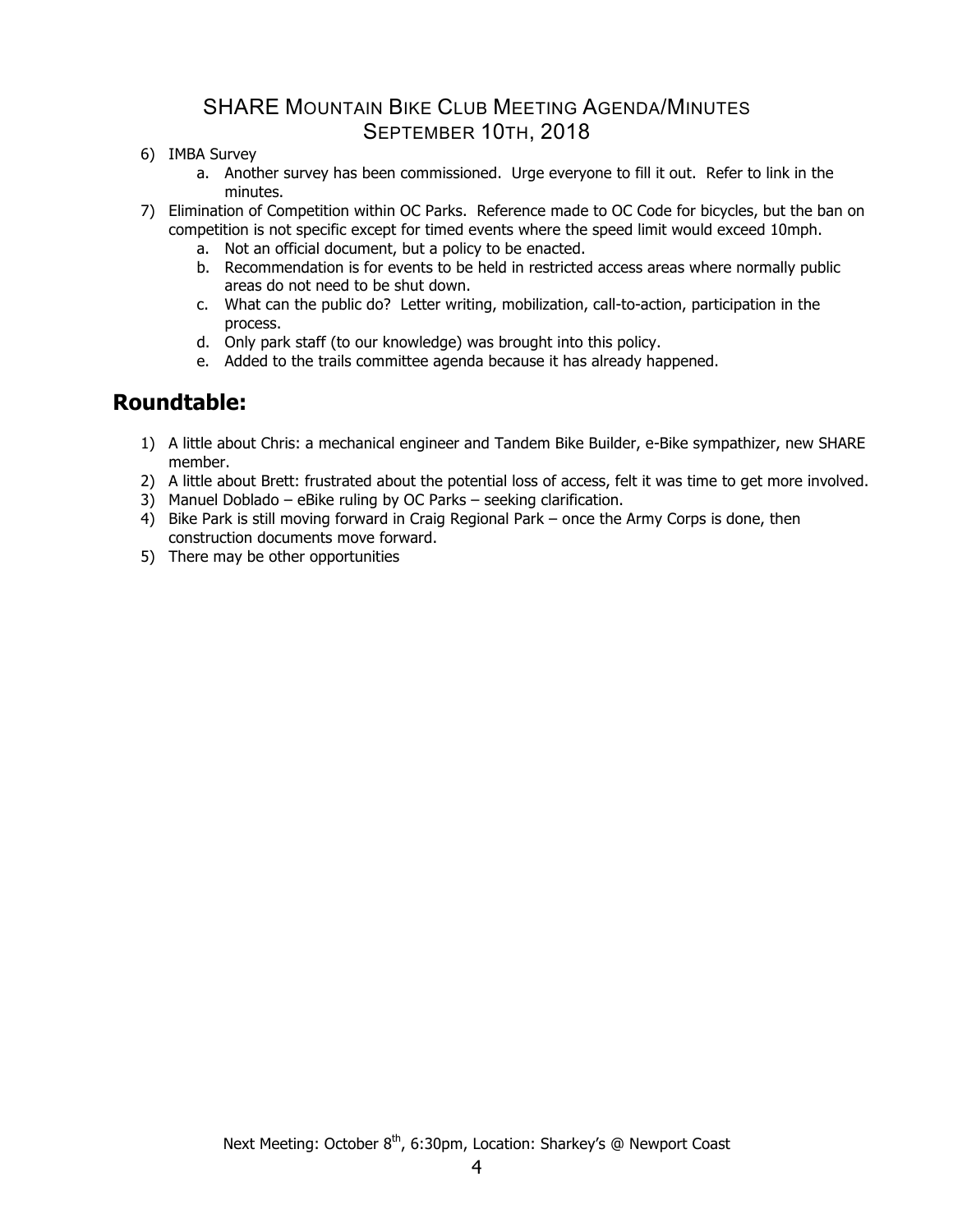6) IMBA Survey
    a. Another survey has been commissioned. Urge everyone to fill it out. Refer to link in the minutes.
7) Elimination of Competition within OC Parks. Reference made to OC Code for bicycles, but the ban on competition is not specific except for timed events where the speed limit would exceed 10mph.
    a. Not an official document, but a policy to be enacted.
    b. Recommendation is for events to be held in restricted access areas where normally public areas do not need to be shut down.
    c. What can the public do? Letter writing, mobilization, call-to-action, participation in the process.
    d. Only park staff (to our knowledge) was brought into this policy.
    e. Added to the trails committee agenda because it has already happened.

## Roundtable:

1) A little about Chris: a mechanical engineer and Tandem Bike Builder, e-Bike sympathizer, new SHARE member.
2) A little about Brett: frustrated about the potential loss of access, felt it was time to get more involved.
3) Manuel Doblado – eBike ruling by OC Parks – seeking clarification.
4) Bike Park is still moving forward in Craig Regional Park – once the Army Corps is done, then construction documents move forward.
5) There may be other opportunities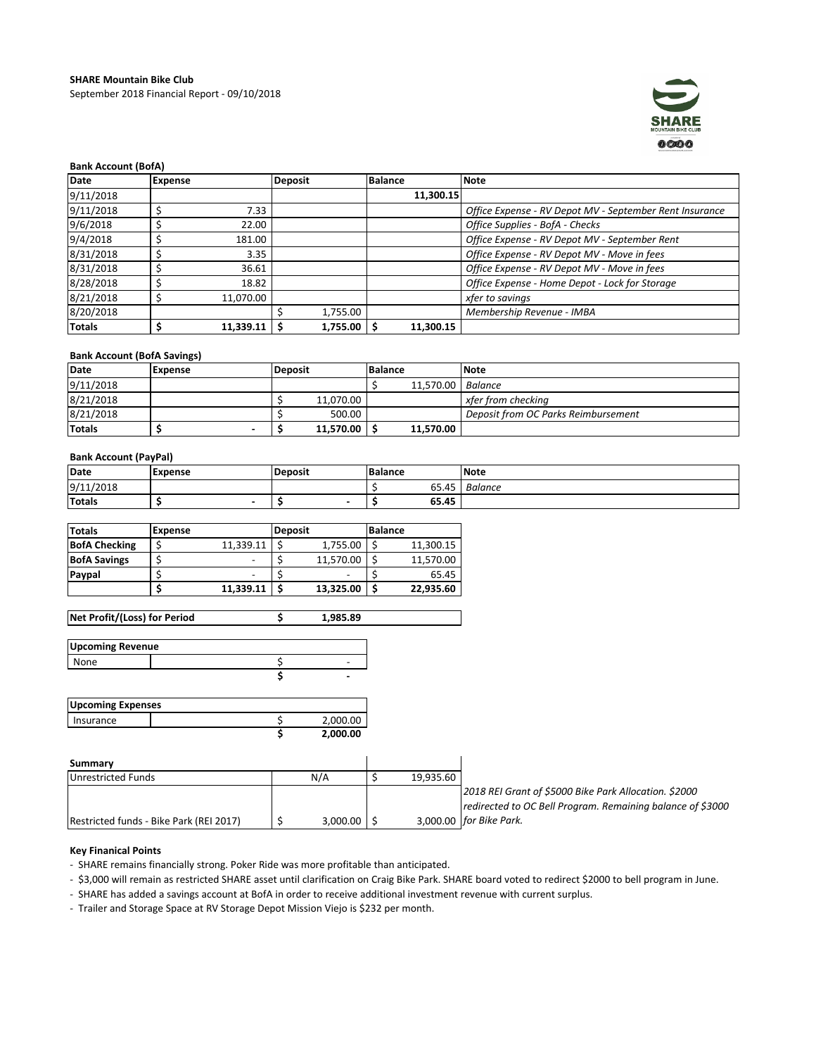**SHARE Mountain Bike Club**

September 2018 Financial Report - 09/10/2018

**Bank Account (BofA)**

| Date | Expense | Deposit | Balance | Note |
|---|---|---|---|---|
| 9/11/2018 | | | 11,300.15 | |
| 9/11/2018 | $ 7.33 | | | *Office Expense - RV Depot MV - September Rent Insurance* |
| 9/6/2018 | $ 22.00 | | | *Office Supplies - BofA - Checks* |
| 9/4/2018 | $ 181.00 | | | *Office Expense - RV Depot MV - September Rent* |
| 8/31/2018 | $ 3.35 | | | *Office Expense - RV Depot MV - Move in fees* |
| 8/31/2018 | $ 36.61 | | | *Office Expense - RV Depot MV - Move in fees* |
| 8/28/2018 | $ 18.82 | | | *Office Expense - Home Depot - Lock for Storage* |
| 8/21/2018 | $ 11,070.00 | | | *xfer to savings* |
| 8/20/2018 | | $ 1,755.00 | | *Membership Revenue - IMBA* |
| **Totals** | **$ 11,339.11** | **$ 1,755.00** | **$ 11,300.15** | |

**Bank Account (BofA Savings)**

| Date | Expense | Deposit | Balance | Note |
|---|---|---|---|---|
| 9/11/2018 | | | $ 11,570.00 | *Balance* |
| 8/21/2018 | | $ 11,070.00 | | *xfer from checking* |
| 8/21/2018 | | $ 500.00 | | *Deposit from OC Parks Reimbursement* |
| **Totals** | **$ -** | **$ 11,570.00** | **$ 11,570.00** | |

**Bank Account (PayPal)**

| Date | Expense | Deposit | Balance | Note |
|---|---|---|---|---|
| 9/11/2018 | | | $ 65.45 | *Balance* |
| **Totals** | **$ -** | **$ -** | **$ 65.45** | |

| Totals | Expense | Deposit | Balance |
|---|---|---|---|
| **BofA Checking** | $ 11,339.11 | $ 1,755.00 | $ 11,300.15 |
| **BofA Savings** | $ - | $ 11,570.00 | $ 11,570.00 |
| **Paypal** | $ - | $ - | $ 65.45 |
| | **$ 11,339.11** | **$ 13,325.00** | **$ 22,935.60** |

| | |
|---|---|
| **Net Profit/(Loss) for Period** | **$ 1,985.89** |

| Upcoming Revenue | | |
|---|---|---|
| None | | $ - |
| | | **$ -** |

| Upcoming Expenses | | |
|---|---|---|
| Insurance | | $ 2,000.00 |
| | | **$ 2,000.00** |

| Summary | | | |
|---|---|---|---|
| Unrestricted Funds | N/A | $ 19,935.60 | |
| Restricted funds - Bike Park (REI 2017) | $ 3,000.00 | $ 3,000.00 | *2018 REI Grant of $5000 Bike Park Allocation. $2000 redirected to OC Bell Program. Remaining balance of $3000 for Bike Park.* |

**Key Finanical Points**

- SHARE remains financially strong. Poker Ride was more profitable than anticipated.
- $3,000 will remain as restricted SHARE asset until clarification on Craig Bike Park. SHARE board voted to redirect $2000 to bell program in June.
- SHARE has added a savings account at BofA in order to receive additional investment revenue with current surplus.
- Trailer and Storage Space at RV Storage Depot Mission Viejo is $232 per month.